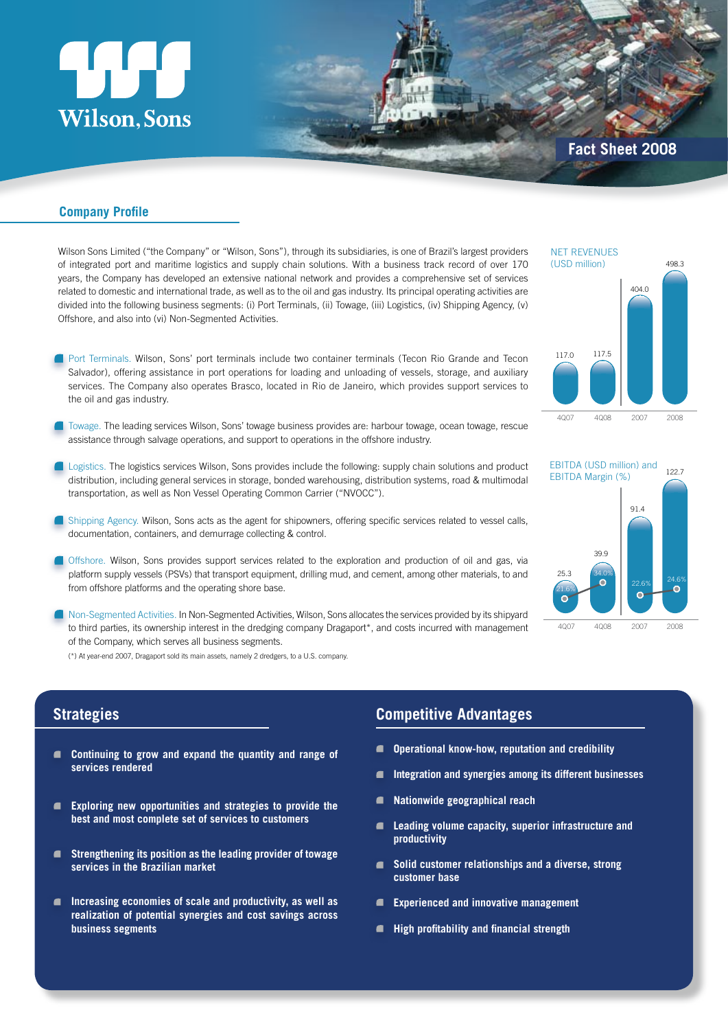Wilson, Sons

# Fact Sheet 2008

## Company Profile

Wilson Sons Limited ("the Company" or "Wilson, Sons"), through its subsidiaries, is one of Brazil's largest providers of integrated port and maritime logistics and supply chain solutions. With a business track record of over 170 years, the Company has developed an extensive national network and provides a comprehensive set of services related to domestic and international trade, as well as to the oil and gas industry. Its principal operating activities are divided into the following business segments: (i) Port Terminals, (ii) Towage, (iii) Logistics, (iv) Shipping Agency, (v) Offshore, and also into (vi) Non-Segmented Activities.

- Port Terminals. Wilson, Sons' port terminals include two container terminals (Tecon Rio Grande and Tecon Salvador), offering assistance in port operations for loading and unloading of vessels, storage, and auxiliary services. The Company also operates Brasco, located in Rio de Janeiro, which provides support services to the oil and gas industry.
- Towage. The leading services Wilson, Sons' towage business provides are: harbour towage, ocean towage, rescue assistance through salvage operations, and support to operations in the offshore industry.
- Logistics. The logistics services Wilson, Sons provides include the following: supply chain solutions and product distribution, including general services in storage, bonded warehousing, distribution systems, road & multimodal transportation, as well as Non Vessel Operating Common Carrier ("NVOCC").
- Shipping Agency. Wilson, Sons acts as the agent for shipowners, offering specific services related to vessel calls, documentation, containers, and demurrage collecting & control.
- Offshore. Wilson, Sons provides support services related to the exploration and production of oil and gas, via platform supply vessels (PSVs) that transport equipment, drilling mud, and cement, among other materials, to and from offshore platforms and the operating shore base.
- Non-Segmented Activities. In Non-Segmented Activities, Wilson, Sons allocates the services provided by its shipyard to third parties, its ownership interest in the dredging company Dragaport*, and costs incurred with management of the Company, which serves all business segments.

(*) At year-end 2007, Dragaport sold its main assets, namely 2 dredgers, to a U.S. company.

NET REVENUES (USD million)

117.0
117.5
404.0
498.3

4Q07 4Q08 2007 2008

EBITDA (USD million) and EBITDA Margin (%)

25.3
21.6%
39.9
34.0%
91.4
22.6%
122.7
24.6%

4Q07 4Q08 2007 2008

## Strategies

- **Continuing to grow and expand the quantity and range of services rendered**
- **Exploring new opportunities and strategies to provide the best and most complete set of services to customers**
- **Strengthening its position as the leading provider of towage services in the Brazilian market**
- **Increasing economies of scale and productivity, as well as realization of potential synergies and cost savings across business segments**

## Competitive Advantages

- **Operational know-how, reputation and credibility**
- **Integration and synergies among its different businesses**
- **Nationwide geographical reach**
- **Leading volume capacity, superior infrastructure and productivity**
- **Solid customer relationships and a diverse, strong customer base**
- **Experienced and innovative management**
- **High profitability and financial strength**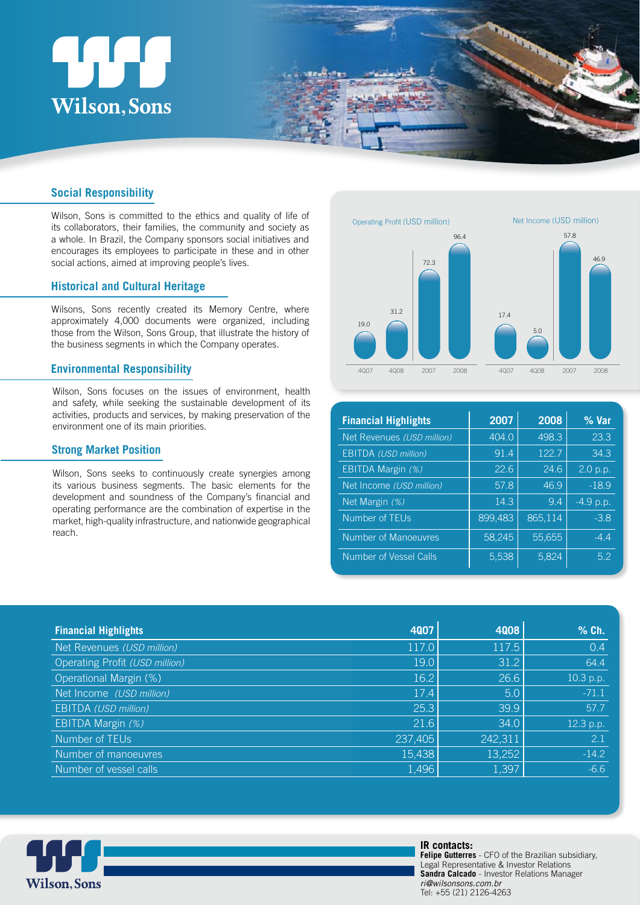Wilson, Sons

## Social Responsibility

Wilson, Sons is committed to the ethics and quality of life of its collaborators, their families, the community and society as a whole. In Brazil, the Company sponsors social initiatives and encourages its employees to participate in these and in other social actions, aimed at improving people's lives.

## Historical and Cultural Heritage

Wilsons, Sons recently created its Memory Centre, where approximately 4,000 documents were organized, including those from the Wilson, Sons Group, that illustrate the history of the business segments in which the Company operates.

## Environmental Responsibility

Wilson, Sons focuses on the issues of environment, health and safety, while seeking the sustainable development of its activities, products and services, by making preservation of the environment one of its main priorities.

## Strong Market Position

Wilson, Sons seeks to continuously create synergies among its various business segments. The basic elements for the development and soundness of the Company's financial and operating performance are the combination of expertise in the market, high-quality infrastructure, and nationwide geographical reach.

Operating Profit (USD million)

19.0
31.2
72.3
96.4

4Q07 4Q08 2007 2008

Net Income (USD million)

17.4
5.0
57.8
46.9

4Q07 4Q08 2007 2008

| Financial Highlights | 2007 | 2008 | % Var |
|---|---|---|---|
| Net Revenues *(USD million)* | 404.0 | 498.3 | 23.3 |
| EBITDA *(USD million)* | 91.4 | 122.7 | 34.3 |
| EBITDA Margin *(%)* | 22.6 | 24.6 | 2.0 p.p. |
| Net Income *(USD million)* | 57.8 | 46.9 | -18.9 |
| Net Margin *(%)* | 14.3 | 9.4 | -4.9 p.p. |
| Number of TEUs | 899,483 | 865,114 | -3.8 |
| Number of Manoeuvres | 58,245 | 55,655 | -4.4 |
| Number of Vessel Calls | 5,538 | 5,824 | 5.2 |

| Financial Highlights | 4Q07 | 4Q08 | % Ch. |
|---|---|---|---|
| Net Revenues *(USD million)* | 117.0 | 117.5 | 0.4 |
| Operating Profit *(USD million)* | 19.0 | 31.2 | 64.4 |
| Operational Margin (%) | 16.2 | 26.6 | 10.3 p.p. |
| Net Income *(USD million)* | 17.4 | 5.0 | -71.1 |
| EBITDA *(USD million)* | 25.3 | 39.9 | 57.7 |
| EBITDA Margin *(%)* | 21.6 | 34.0 | 12.3 p.p. |
| Number of TEUs | 237,405 | 242,311 | 2.1 |
| Number of manoeuvres | 15,438 | 13,252 | -14.2 |
| Number of vessel calls | 1,496 | 1,397 | -6.6 |

Wilson, Sons

**IR contacts:**
**Felipe Gutterres** - CFO of the Brazilian subsidiary, Legal Representative & Investor Relations
**Sandra Calcado** - Investor Relations Manager
*ri@wilsonsons.com.br*
Tel: +55 (21) 2126-4263